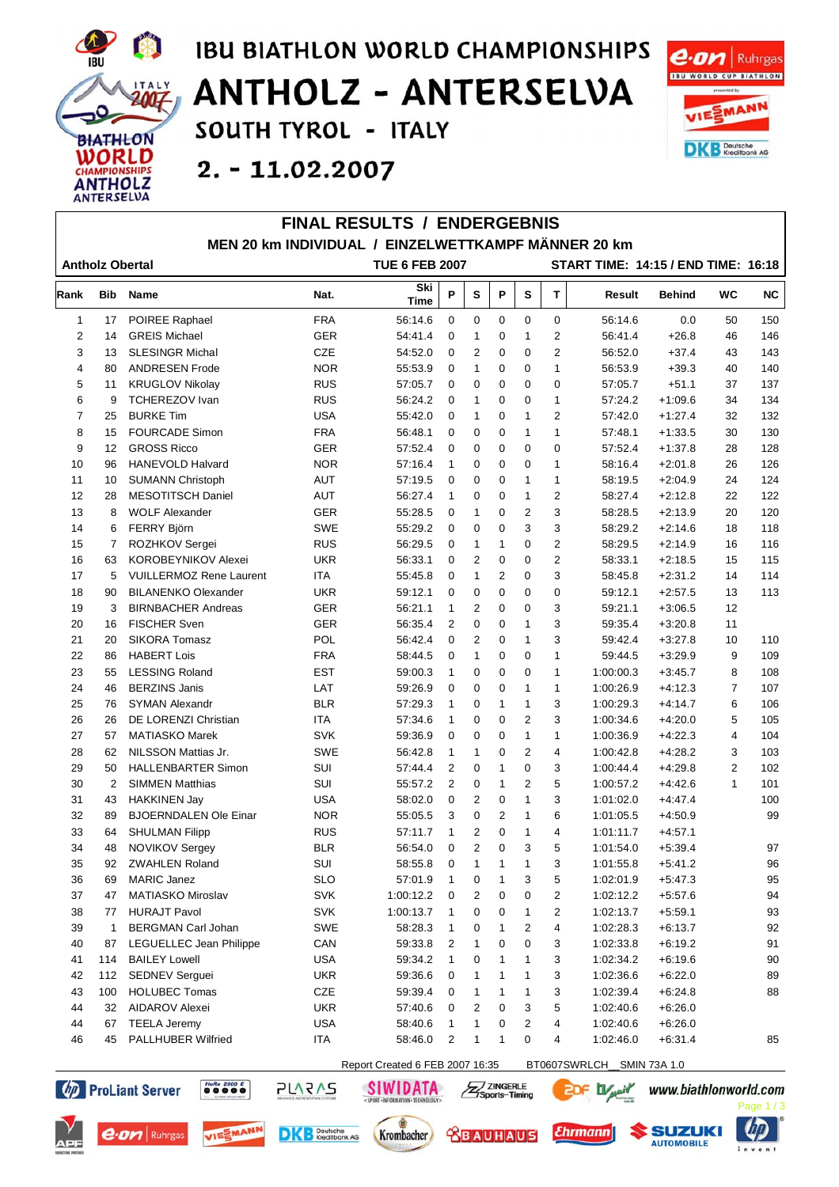# IBU BIATHLON WORLD CHAMPIONSHIPS
# ANTHOLZ - ANTERSELVA
## SOUTH TYROL - ITALY
## 2. - 11.02.2007

## FINAL RESULTS / ENDERGEBNIS
### MEN 20 km INDIVIDUAL / EINZELWETTKAMPF MÄNNER 20 km

**Antholz Obertal** | **TUE 6 FEB 2007** | **START TIME: 14:15 / END TIME: 16:18**

| Rank | Bib | Name | Nat. | Ski Time | P | S | P | S | T | Result | Behind | WC | NC |
|---|---|---|---|---|---|---|---|---|---|---|---|---|---|
| 1 | 17 | POIREE Raphael | FRA | 56:14.6 | 0 | 0 | 0 | 0 | 0 | 56:14.6 | 0.0 | 50 | 150 |
| 2 | 14 | GREIS Michael | GER | 54:41.4 | 0 | 1 | 0 | 1 | 2 | 56:41.4 | +26.8 | 46 | 146 |
| 3 | 13 | SLESINGR Michal | CZE | 54:52.0 | 0 | 2 | 0 | 0 | 2 | 56:52.0 | +37.4 | 43 | 143 |
| 4 | 80 | ANDRESEN Frode | NOR | 55:53.9 | 0 | 1 | 0 | 0 | 1 | 56:53.9 | +39.3 | 40 | 140 |
| 5 | 11 | KRUGLOV Nikolay | RUS | 57:05.7 | 0 | 0 | 0 | 0 | 0 | 57:05.7 | +51.1 | 37 | 137 |
| 6 | 9 | TCHEREZOV Ivan | RUS | 56:24.2 | 0 | 1 | 0 | 0 | 1 | 57:24.2 | +1:09.6 | 34 | 134 |
| 7 | 25 | BURKE Tim | USA | 55:42.0 | 0 | 1 | 0 | 1 | 2 | 57:42.0 | +1:27.4 | 32 | 132 |
| 8 | 15 | FOURCADE Simon | FRA | 56:48.1 | 0 | 0 | 0 | 1 | 1 | 57:48.1 | +1:33.5 | 30 | 130 |
| 9 | 12 | GROSS Ricco | GER | 57:52.4 | 0 | 0 | 0 | 0 | 0 | 57:52.4 | +1:37.8 | 28 | 128 |
| 10 | 96 | HANEVOLD Halvard | NOR | 57:16.4 | 1 | 0 | 0 | 0 | 1 | 58:16.4 | +2:01.8 | 26 | 126 |
| 11 | 10 | SUMANN Christoph | AUT | 57:19.5 | 0 | 0 | 0 | 1 | 1 | 58:19.5 | +2:04.9 | 24 | 124 |
| 12 | 28 | MESOTITSCH Daniel | AUT | 56:27.4 | 1 | 0 | 0 | 1 | 2 | 58:27.4 | +2:12.8 | 22 | 122 |
| 13 | 8 | WOLF Alexander | GER | 55:28.5 | 0 | 1 | 0 | 2 | 3 | 58:28.5 | +2:13.9 | 20 | 120 |
| 14 | 6 | FERRY Björn | SWE | 55:29.2 | 0 | 0 | 0 | 3 | 3 | 58:29.2 | +2:14.6 | 18 | 118 |
| 15 | 7 | ROZHKOV Sergei | RUS | 56:29.5 | 0 | 1 | 1 | 0 | 2 | 58:29.5 | +2:14.9 | 16 | 116 |
| 16 | 63 | KOROBEYNIKOV Alexei | UKR | 56:33.1 | 0 | 2 | 0 | 0 | 2 | 58:33.1 | +2:18.5 | 15 | 115 |
| 17 | 5 | VUILLERMOZ Rene Laurent | ITA | 55:45.8 | 0 | 1 | 2 | 0 | 3 | 58:45.8 | +2:31.2 | 14 | 114 |
| 18 | 90 | BILANENKO Olexander | UKR | 59:12.1 | 0 | 0 | 0 | 0 | 0 | 59:12.1 | +2:57.5 | 13 | 113 |
| 19 | 3 | BIRNBACHER Andreas | GER | 56:21.1 | 1 | 2 | 0 | 0 | 3 | 59:21.1 | +3:06.5 | 12 | |
| 20 | 16 | FISCHER Sven | GER | 56:35.4 | 2 | 0 | 0 | 1 | 3 | 59:35.4 | +3:20.8 | 11 | |
| 21 | 20 | SIKORA Tomasz | POL | 56:42.4 | 0 | 2 | 0 | 1 | 3 | 59:42.4 | +3:27.8 | 10 | 110 |
| 22 | 86 | HABERT Lois | FRA | 58:44.5 | 0 | 1 | 0 | 0 | 1 | 59:44.5 | +3:29.9 | 9 | 109 |
| 23 | 55 | LESSING Roland | EST | 59:00.3 | 1 | 0 | 0 | 0 | 1 | 1:00:00.3 | +3:45.7 | 8 | 108 |
| 24 | 46 | BERZINS Janis | LAT | 59:26.9 | 0 | 0 | 0 | 1 | 1 | 1:00:26.9 | +4:12.3 | 7 | 107 |
| 25 | 76 | SYMAN Alexandr | BLR | 57:29.3 | 1 | 0 | 1 | 1 | 3 | 1:00:29.3 | +4:14.7 | 6 | 106 |
| 26 | 26 | DE LORENZI Christian | ITA | 57:34.6 | 1 | 0 | 0 | 2 | 3 | 1:00:34.6 | +4:20.0 | 5 | 105 |
| 27 | 57 | MATIASKO Marek | SVK | 59:36.9 | 0 | 0 | 0 | 1 | 1 | 1:00:36.9 | +4:22.3 | 4 | 104 |
| 28 | 62 | NILSSON Mattias Jr. | SWE | 56:42.8 | 1 | 1 | 0 | 2 | 4 | 1:00:42.8 | +4:28.2 | 3 | 103 |
| 29 | 50 | HALLENBARTER Simon | SUI | 57:44.4 | 2 | 0 | 1 | 0 | 3 | 1:00:44.4 | +4:29.8 | 2 | 102 |
| 30 | 2 | SIMMEN Matthias | SUI | 55:57.2 | 2 | 0 | 1 | 2 | 5 | 1:00:57.2 | +4:42.6 | 1 | 101 |
| 31 | 43 | HAKKINEN Jay | USA | 58:02.0 | 0 | 2 | 0 | 1 | 3 | 1:01:02.0 | +4:47.4 | | 100 |
| 32 | 89 | BJOERNDALEN Ole Einar | NOR | 55:05.5 | 3 | 0 | 2 | 1 | 6 | 1:01:05.5 | +4:50.9 | | 99 |
| 33 | 64 | SHULMAN Filipp | RUS | 57:11.7 | 1 | 2 | 0 | 1 | 4 | 1:01:11.7 | +4:57.1 | | |
| 34 | 48 | NOVIKOV Sergey | BLR | 56:54.0 | 0 | 2 | 0 | 3 | 5 | 1:01:54.0 | +5:39.4 | | 97 |
| 35 | 92 | ZWAHLEN Roland | SUI | 58:55.8 | 0 | 1 | 1 | 1 | 3 | 1:01:55.8 | +5:41.2 | | 96 |
| 36 | 69 | MARIC Janez | SLO | 57:01.9 | 1 | 0 | 1 | 3 | 5 | 1:02:01.9 | +5:47.3 | | 95 |
| 37 | 47 | MATIASKO Miroslav | SVK | 1:00:12.2 | 0 | 2 | 0 | 0 | 2 | 1:02:12.2 | +5:57.6 | | 94 |
| 38 | 77 | HURAJT Pavol | SVK | 1:00:13.7 | 1 | 0 | 0 | 1 | 2 | 1:02:13.7 | +5:59.1 | | 93 |
| 39 | 1 | BERGMAN Carl Johan | SWE | 58:28.3 | 1 | 0 | 1 | 2 | 4 | 1:02:28.3 | +6:13.7 | | 92 |
| 40 | 87 | LEGUELLEC Jean Philippe | CAN | 59:33.8 | 2 | 1 | 0 | 0 | 3 | 1:02:33.8 | +6:19.2 | | 91 |
| 41 | 114 | BAILEY Lowell | USA | 59:34.2 | 1 | 0 | 1 | 1 | 3 | 1:02:34.2 | +6:19.6 | | 90 |
| 42 | 112 | SEDNEV Serguei | UKR | 59:36.6 | 0 | 1 | 1 | 1 | 3 | 1:02:36.6 | +6:22.0 | | 89 |
| 43 | 100 | HOLUBEC Tomas | CZE | 59:39.4 | 0 | 1 | 1 | 1 | 3 | 1:02:39.4 | +6:24.8 | | 88 |
| 44 | 32 | AIDAROV Alexei | UKR | 57:40.6 | 0 | 2 | 0 | 3 | 5 | 1:02:40.6 | +6:26.0 | | |
| 44 | 67 | TEELA Jeremy | USA | 58:40.6 | 1 | 1 | 0 | 2 | 4 | 1:02:40.6 | +6:26.0 | | |
| 46 | 45 | PALLHUBER Wilfried | ITA | 58:46.0 | 2 | 1 | 1 | 0 | 4 | 1:02:46.0 | +6:31.4 | | 85 |

Report Created 6 FEB 2007 16:35 BT0607SWRLCH__SMIN 73A 1.0

www.biathlonworld.com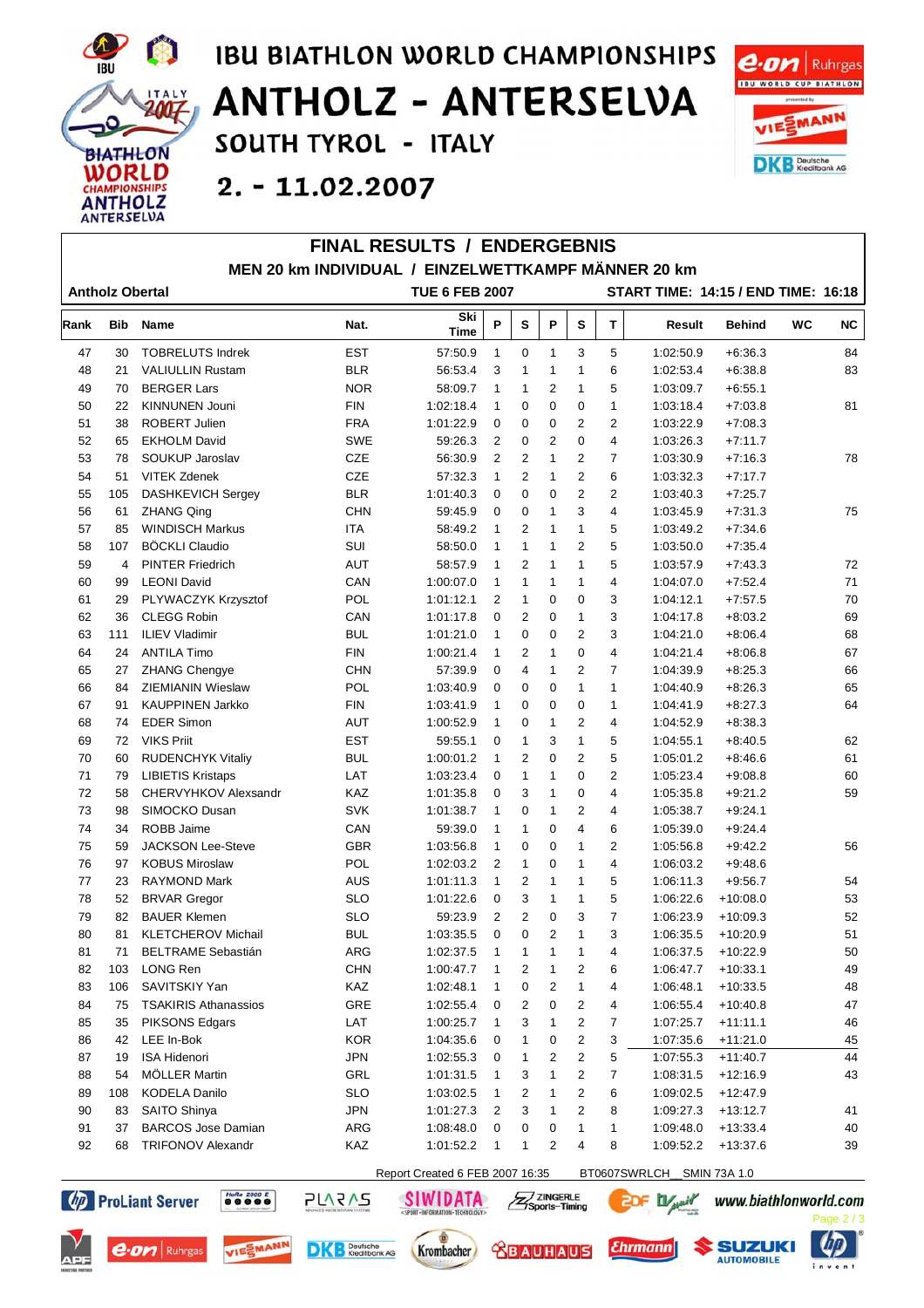# IBU BIATHLON WORLD CHAMPIONSHIPS

# ANTHOLZ - ANTERSELVA

## SOUTH TYROL - ITALY

## 2. - 11.02.2007

## FINAL RESULTS / ENDERGEBNIS

### MEN 20 km INDIVIDUAL / EINZELWETTKAMPF MÄNNER 20 km

**Antholz Obertal** **TUE 6 FEB 2007** **START TIME: 14:15 / END TIME: 16:18**

| Rank | Bib | Name | Nat. | Ski Time | P | S | P | S | T | Result | Behind | WC | NC |
|---|---|---|---|---|---|---|---|---|---|---|---|---|---|
| 47 | 30 | TOBRELUTS Indrek | EST | 57:50.9 | 1 | 0 | 1 | 3 | 5 | 1:02:50.9 | +6:36.3 | | 84 |
| 48 | 21 | VALIULLIN Rustam | BLR | 56:53.4 | 3 | 1 | 1 | 1 | 6 | 1:02:53.4 | +6:38.8 | | 83 |
| 49 | 70 | BERGER Lars | NOR | 58:09.7 | 1 | 1 | 2 | 1 | 5 | 1:03:09.7 | +6:55.1 | | |
| 50 | 22 | KINNUNEN Jouni | FIN | 1:02:18.4 | 1 | 0 | 0 | 0 | 1 | 1:03:18.4 | +7:03.8 | | 81 |
| 51 | 38 | ROBERT Julien | FRA | 1:01:22.9 | 0 | 0 | 0 | 2 | 2 | 1:03:22.9 | +7:08.3 | | |
| 52 | 65 | EKHOLM David | SWE | 59:26.3 | 2 | 0 | 2 | 0 | 4 | 1:03:26.3 | +7:11.7 | | |
| 53 | 78 | SOUKUP Jaroslav | CZE | 56:30.9 | 2 | 2 | 1 | 2 | 7 | 1:03:30.9 | +7:16.3 | | 78 |
| 54 | 51 | VITEK Zdenek | CZE | 57:32.3 | 1 | 2 | 1 | 2 | 6 | 1:03:32.3 | +7:17.7 | | |
| 55 | 105 | DASHKEVICH Sergey | BLR | 1:01:40.3 | 0 | 0 | 0 | 2 | 2 | 1:03:40.3 | +7:25.7 | | |
| 56 | 61 | ZHANG Qing | CHN | 59:45.9 | 0 | 0 | 1 | 3 | 4 | 1:03:45.9 | +7:31.3 | | 75 |
| 57 | 85 | WINDISCH Markus | ITA | 58:49.2 | 1 | 2 | 1 | 1 | 5 | 1:03:49.2 | +7:34.6 | | |
| 58 | 107 | BÖCKLI Claudio | SUI | 58:50.0 | 1 | 1 | 1 | 2 | 5 | 1:03:50.0 | +7:35.4 | | |
| 59 | 4 | PINTER Friedrich | AUT | 58:57.9 | 1 | 2 | 1 | 1 | 5 | 1:03:57.9 | +7:43.3 | | 72 |
| 60 | 99 | LEONI David | CAN | 1:00:07.0 | 1 | 1 | 1 | 1 | 4 | 1:04:07.0 | +7:52.4 | | 71 |
| 61 | 29 | PLYWACZYK Krzysztof | POL | 1:01:12.1 | 2 | 1 | 0 | 0 | 3 | 1:04:12.1 | +7:57.5 | | 70 |
| 62 | 36 | CLEGG Robin | CAN | 1:01:17.8 | 0 | 2 | 0 | 1 | 3 | 1:04:17.8 | +8:03.2 | | 69 |
| 63 | 111 | ILIEV Vladimir | BUL | 1:01:21.0 | 1 | 0 | 0 | 2 | 3 | 1:04:21.0 | +8:06.4 | | 68 |
| 64 | 24 | ANTILA Timo | FIN | 1:00:21.4 | 1 | 2 | 1 | 0 | 4 | 1:04:21.4 | +8:06.8 | | 67 |
| 65 | 27 | ZHANG Chengye | CHN | 57:39.9 | 0 | 4 | 1 | 2 | 7 | 1:04:39.9 | +8:25.3 | | 66 |
| 66 | 84 | ZIEMIANIN Wieslaw | POL | 1:03:40.9 | 0 | 0 | 0 | 1 | 1 | 1:04:40.9 | +8:26.3 | | 65 |
| 67 | 91 | KAUPPINEN Jarkko | FIN | 1:03:41.9 | 1 | 0 | 0 | 0 | 1 | 1:04:41.9 | +8:27.3 | | 64 |
| 68 | 74 | EDER Simon | AUT | 1:00:52.9 | 1 | 0 | 1 | 2 | 4 | 1:04:52.9 | +8:38.3 | | |
| 69 | 72 | VIKS Priit | EST | 59:55.1 | 0 | 1 | 3 | 1 | 5 | 1:04:55.1 | +8:40.5 | | 62 |
| 70 | 60 | RUDENCHYK Vitaliy | BUL | 1:00:01.2 | 1 | 2 | 0 | 2 | 5 | 1:05:01.2 | +8:46.6 | | 61 |
| 71 | 79 | LIBIETIS Kristaps | LAT | 1:03:23.4 | 0 | 1 | 1 | 0 | 2 | 1:05:23.4 | +9:08.8 | | 60 |
| 72 | 58 | CHERVYHKOV Alexsandr | KAZ | 1:01:35.8 | 0 | 3 | 1 | 0 | 4 | 1:05:35.8 | +9:21.2 | | 59 |
| 73 | 98 | SIMOCKO Dusan | SVK | 1:01:38.7 | 1 | 0 | 1 | 2 | 4 | 1:05:38.7 | +9:24.1 | | |
| 74 | 34 | ROBB Jaime | CAN | 59:39.0 | 1 | 1 | 0 | 4 | 6 | 1:05:39.0 | +9:24.4 | | |
| 75 | 59 | JACKSON Lee-Steve | GBR | 1:03:56.8 | 1 | 0 | 0 | 1 | 2 | 1:05:56.8 | +9:42.2 | | 56 |
| 76 | 97 | KOBUS Miroslaw | POL | 1:02:03.2 | 2 | 1 | 0 | 1 | 4 | 1:06:03.2 | +9:48.6 | | |
| 77 | 23 | RAYMOND Mark | AUS | 1:01:11.3 | 1 | 2 | 1 | 1 | 5 | 1:06:11.3 | +9:56.7 | | 54 |
| 78 | 52 | BRVAR Gregor | SLO | 1:01:22.6 | 0 | 3 | 1 | 1 | 5 | 1:06:22.6 | +10:08.0 | | 53 |
| 79 | 82 | BAUER Klemen | SLO | 59:23.9 | 2 | 2 | 0 | 3 | 7 | 1:06:23.9 | +10:09.3 | | 52 |
| 80 | 81 | KLETCHEROV Michail | BUL | 1:03:35.5 | 0 | 0 | 2 | 1 | 3 | 1:06:35.5 | +10:20.9 | | 51 |
| 81 | 71 | BELTRAME Sebastián | ARG | 1:02:37.5 | 1 | 1 | 1 | 1 | 4 | 1:06:37.5 | +10:22.9 | | 50 |
| 82 | 103 | LONG Ren | CHN | 1:00:47.7 | 1 | 2 | 1 | 2 | 6 | 1:06:47.7 | +10:33.1 | | 49 |
| 83 | 106 | SAVITSKIY Yan | KAZ | 1:02:48.1 | 1 | 0 | 2 | 1 | 4 | 1:06:48.1 | +10:33.5 | | 48 |
| 84 | 75 | TSAKIRIS Athanassios | GRE | 1:02:55.4 | 0 | 2 | 0 | 2 | 4 | 1:06:55.4 | +10:40.8 | | 47 |
| 85 | 35 | PIKSONS Edgars | LAT | 1:00:25.7 | 1 | 3 | 1 | 2 | 7 | 1:07:25.7 | +11:11.1 | | 46 |
| 86 | 42 | LEE In-Bok | KOR | 1:04:35.6 | 0 | 1 | 0 | 2 | 3 | 1:07:35.6 | +11:21.0 | | 45 |
| 87 | 19 | ISA Hidenori | JPN | 1:02:55.3 | 0 | 1 | 2 | 2 | 5 | 1:07:55.3 | +11:40.7 | | 44 |
| 88 | 54 | MÖLLER Martin | GRL | 1:01:31.5 | 1 | 3 | 1 | 2 | 7 | 1:08:31.5 | +12:16.9 | | 43 |
| 89 | 108 | KODELA Danilo | SLO | 1:03:02.5 | 1 | 2 | 1 | 2 | 6 | 1:09:02.5 | +12:47.9 | | |
| 90 | 83 | SAITO Shinya | JPN | 1:01:27.3 | 2 | 3 | 1 | 2 | 8 | 1:09:27.3 | +13:12.7 | | 41 |
| 91 | 37 | BARCOS Jose Damian | ARG | 1:08:48.0 | 0 | 0 | 0 | 1 | 1 | 1:09:48.0 | +13:33.4 | | 40 |
| 92 | 68 | TRIFONOV Alexandr | KAZ | 1:01:52.2 | 1 | 1 | 2 | 4 | 8 | 1:09:52.2 | +13:37.6 | | 39 |

Report Created 6 FEB 2007 16:35 BT0607SWRLCH__SMIN 73A 1.0

www.biathlonworld.com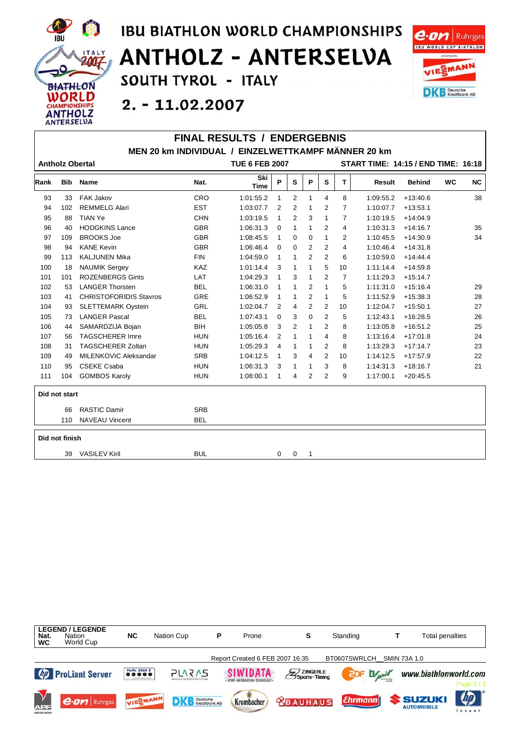# IBU BIATHLON WORLD CHAMPIONSHIPS
# ANTHOLZ - ANTERSELVA
## SOUTH TYROL - ITALY
## 2. - 11.02.2007

## FINAL RESULTS / ENDERGEBNIS
### MEN 20 km INDIVIDUAL / EINZELWETTKAMPF MÄNNER 20 km

**Antholz Obertal** | **TUE 6 FEB 2007** | **START TIME: 14:15 / END TIME: 16:18**

| Rank | Bib | Name | Nat. | Ski Time | P | S | P | S | T | Result | Behind | WC | NC |
|---|---|---|---|---|---|---|---|---|---|---|---|---|---|
| 93 | 33 | FAK Jakov | CRO | 1:01:55.2 | 1 | 2 | 1 | 4 | 8 | 1:09:55.2 | +13:40.6 | | 38 |
| 94 | 102 | REMMELG Alari | EST | 1:03:07.7 | 2 | 2 | 1 | 2 | 7 | 1:10:07.7 | +13:53.1 | | |
| 95 | 88 | TIAN Ye | CHN | 1:03:19.5 | 1 | 2 | 3 | 1 | 7 | 1:10:19.5 | +14:04.9 | | |
| 96 | 40 | HODGKINS Lance | GBR | 1:06:31.3 | 0 | 1 | 1 | 2 | 4 | 1:10:31.3 | +14:16.7 | | 35 |
| 97 | 109 | BROOKS Joe | GBR | 1:08:45.5 | 1 | 0 | 0 | 1 | 2 | 1:10:45.5 | +14:30.9 | | 34 |
| 98 | 94 | KANE Kevin | GBR | 1:06:46.4 | 0 | 0 | 2 | 2 | 4 | 1:10:46.4 | +14:31.8 | | |
| 99 | 113 | KALJUNEN Mika | FIN | 1:04:59.0 | 1 | 1 | 2 | 2 | 6 | 1:10:59.0 | +14:44.4 | | |
| 100 | 18 | NAUMIK Sergey | KAZ | 1:01:14.4 | 3 | 1 | 1 | 5 | 10 | 1:11:14.4 | +14:59.8 | | |
| 101 | 101 | ROZENBERGS Gints | LAT | 1:04:29.3 | 1 | 3 | 1 | 2 | 7 | 1:11:29.3 | +15:14.7 | | |
| 102 | 53 | LANGER Thorsten | BEL | 1:06:31.0 | 1 | 1 | 2 | 1 | 5 | 1:11:31.0 | +15:16.4 | | 29 |
| 103 | 41 | CHRISTOFORIDIS Stavros | GRE | 1:06:52.9 | 1 | 1 | 2 | 1 | 5 | 1:11:52.9 | +15:38.3 | | 28 |
| 104 | 93 | SLETTEMARK Oystein | GRL | 1:02:04.7 | 2 | 4 | 2 | 2 | 10 | 1:12:04.7 | +15:50.1 | | 27 |
| 105 | 73 | LANGER Pascal | BEL | 1:07:43.1 | 0 | 3 | 0 | 2 | 5 | 1:12:43.1 | +16:28.5 | | 26 |
| 106 | 44 | SAMARDZIJA Bojan | BIH | 1:05:05.8 | 3 | 2 | 1 | 2 | 8 | 1:13:05.8 | +16:51.2 | | 25 |
| 107 | 56 | TAGSCHERER Imre | HUN | 1:05:16.4 | 2 | 1 | 1 | 4 | 8 | 1:13:16.4 | +17:01.8 | | 24 |
| 108 | 31 | TAGSCHERER Zoltan | HUN | 1:05:29.3 | 4 | 1 | 1 | 2 | 8 | 1:13:29.3 | +17:14.7 | | 23 |
| 109 | 49 | MILENKOVIC Aleksandar | SRB | 1:04:12.5 | 1 | 3 | 4 | 2 | 10 | 1:14:12.5 | +17:57.9 | | 22 |
| 110 | 95 | CSEKE Csaba | HUN | 1:06:31.3 | 3 | 1 | 1 | 3 | 8 | 1:14:31.3 | +18:16.7 | | 21 |
| 111 | 104 | GOMBOS Karoly | HUN | 1:08:00.1 | 1 | 4 | 2 | 2 | 9 | 1:17:00.1 | +20:45.5 | | |

**Did not start**

| Bib | Name | Nat. |
|---|---|---|
| 66 | RASTIC Damir | SRB |
| 110 | NAVEAU Vincent | BEL |

**Did not finish**

| Bib | Name | Nat. | P | S | P |
|---|---|---|---|---|---|
| 39 | VASILEV Kiril | BUL | 0 | 0 | 1 |

| LEGEND / LEGENDE | | | | | |
|---|---|---|---|---|---|
| **Nat.** Nation **WC** World Cup | **NC** Nation Cup | **P** Prone | **S** Standing | **T** Total penalties | |

Report Created 6 FEB 2007 16:35 BT0607SWRLCH__SMIN 73A 1.0

www.biathlonworld.com